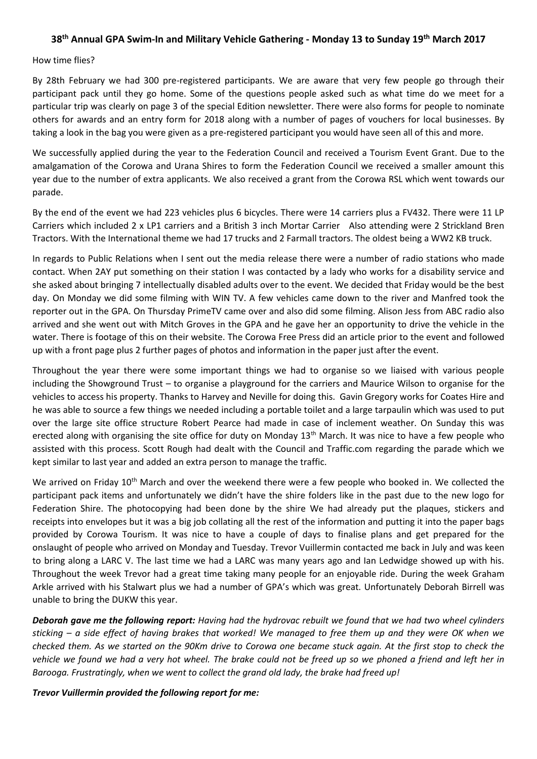## 38th Annual GPA Swim-In and Military Vehicle Gathering - Monday 13 to Sunday 19th March 2017

How time flies?

By 28th February we had 300 pre-registered participants. We are aware that very few people go through their participant pack until they go home. Some of the questions people asked such as what time do we meet for a particular trip was clearly on page 3 of the special Edition newsletter. There were also forms for people to nominate others for awards and an entry form for 2018 along with a number of pages of vouchers for local businesses. By taking a look in the bag you were given as a pre-registered participant you would have seen all of this and more.

We successfully applied during the year to the Federation Council and received a Tourism Event Grant. Due to the amalgamation of the Corowa and Urana Shires to form the Federation Council we received a smaller amount this year due to the number of extra applicants. We also received a grant from the Corowa RSL which went towards our parade.

By the end of the event we had 223 vehicles plus 6 bicycles. There were 14 carriers plus a FV432. There were 11 LP Carriers which included 2 x LP1 carriers and a British 3 inch Mortar Carrier Also attending were 2 Strickland Bren Tractors. With the International theme we had 17 trucks and 2 Farmall tractors. The oldest being a WW2 KB truck.

In regards to Public Relations when I sent out the media release there were a number of radio stations who made contact. When 2AY put something on their station I was contacted by a lady who works for a disability service and she asked about bringing 7 intellectually disabled adults over to the event. We decided that Friday would be the best day. On Monday we did some filming with WIN TV. A few vehicles came down to the river and Manfred took the reporter out in the GPA. On Thursday PrimeTV came over and also did some filming. Alison Jess from ABC radio also arrived and she went out with Mitch Groves in the GPA and he gave her an opportunity to drive the vehicle in the water. There is footage of this on their website. The Corowa Free Press did an article prior to the event and followed up with a front page plus 2 further pages of photos and information in the paper just after the event.

Throughout the year there were some important things we had to organise so we liaised with various people including the Showground Trust – to organise a playground for the carriers and Maurice Wilson to organise for the vehicles to access his property. Thanks to Harvey and Neville for doing this. Gavin Gregory works for Coates Hire and he was able to source a few things we needed including a portable toilet and a large tarpaulin which was used to put over the large site office structure Robert Pearce had made in case of inclement weather. On Sunday this was erected along with organising the site office for duty on Monday 13th March. It was nice to have a few people who assisted with this process. Scott Rough had dealt with the Council and Traffic.com regarding the parade which we kept similar to last year and added an extra person to manage the traffic.

We arrived on Friday 10th March and over the weekend there were a few people who booked in. We collected the participant pack items and unfortunately we didn't have the shire folders like in the past due to the new logo for Federation Shire. The photocopying had been done by the shire We had already put the plaques, stickers and receipts into envelopes but it was a big job collating all the rest of the information and putting it into the paper bags provided by Corowa Tourism. It was nice to have a couple of days to finalise plans and get prepared for the onslaught of people who arrived on Monday and Tuesday. Trevor Vuillermin contacted me back in July and was keen to bring along a LARC V. The last time we had a LARC was many years ago and Ian Ledwidge showed up with his. Throughout the week Trevor had a great time taking many people for an enjoyable ride. During the week Graham Arkle arrived with his Stalwart plus we had a number of GPA's which was great. Unfortunately Deborah Birrell was unable to bring the DUKW this year.

***Deborah gave me the following report:*** *Having had the hydrovac rebuilt we found that we had two wheel cylinders sticking – a side effect of having brakes that worked! We managed to free them up and they were OK when we checked them. As we started on the 90Km drive to Corowa one became stuck again. At the first stop to check the vehicle we found we had a very hot wheel. The brake could not be freed up so we phoned a friend and left her in Barooga. Frustratingly, when we went to collect the grand old lady, the brake had freed up!*

***Trevor Vuillermin provided the following report for me:***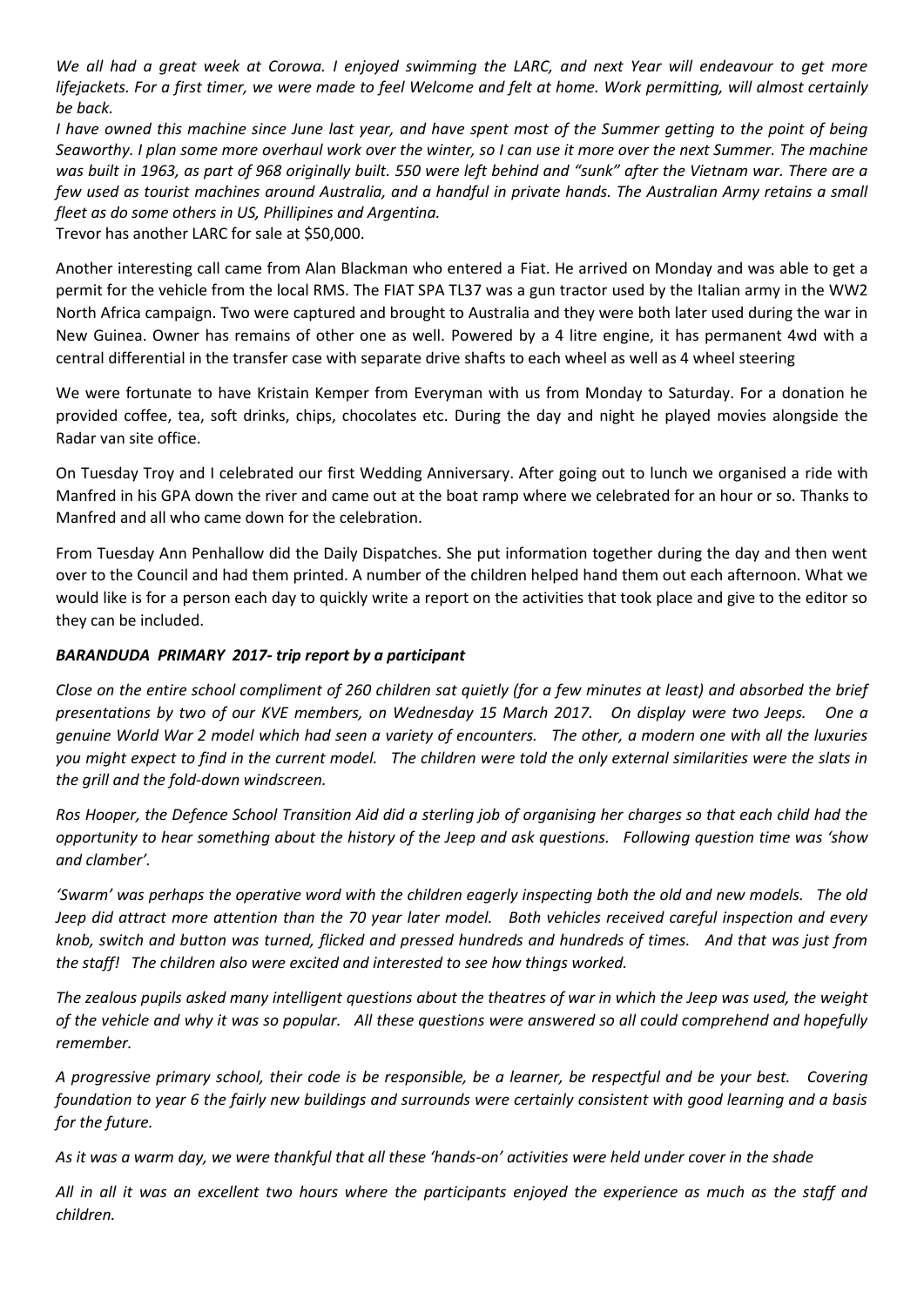*We all had a great week at Corowa. I enjoyed swimming the LARC, and next Year will endeavour to get more lifejackets. For a first timer, we were made to feel Welcome and felt at home. Work permitting, will almost certainly be back.*

*I have owned this machine since June last year, and have spent most of the Summer getting to the point of being Seaworthy. I plan some more overhaul work over the winter, so I can use it more over the next Summer. The machine was built in 1963, as part of 968 originally built. 550 were left behind and "sunk" after the Vietnam war. There are a few used as tourist machines around Australia, and a handful in private hands. The Australian Army retains a small fleet as do some others in US, Phillipines and Argentina.*

Trevor has another LARC for sale at $50,000.

Another interesting call came from Alan Blackman who entered a Fiat. He arrived on Monday and was able to get a permit for the vehicle from the local RMS. The FIAT SPA TL37 was a gun tractor used by the Italian army in the WW2 North Africa campaign. Two were captured and brought to Australia and they were both later used during the war in New Guinea. Owner has remains of other one as well. Powered by a 4 litre engine, it has permanent 4wd with a central differential in the transfer case with separate drive shafts to each wheel as well as 4 wheel steering

We were fortunate to have Kristain Kemper from Everyman with us from Monday to Saturday. For a donation he provided coffee, tea, soft drinks, chips, chocolates etc. During the day and night he played movies alongside the Radar van site office.

On Tuesday Troy and I celebrated our first Wedding Anniversary. After going out to lunch we organised a ride with Manfred in his GPA down the river and came out at the boat ramp where we celebrated for an hour or so. Thanks to Manfred and all who came down for the celebration.

From Tuesday Ann Penhallow did the Daily Dispatches. She put information together during the day and then went over to the Council and had them printed. A number of the children helped hand them out each afternoon. What we would like is for a person each day to quickly write a report on the activities that took place and give to the editor so they can be included.

***BARANDUDA PRIMARY 2017- trip report by a participant***

*Close on the entire school compliment of 260 children sat quietly (for a few minutes at least) and absorbed the brief presentations by two of our KVE members, on Wednesday 15 March 2017. On display were two Jeeps. One a genuine World War 2 model which had seen a variety of encounters. The other, a modern one with all the luxuries you might expect to find in the current model. The children were told the only external similarities were the slats in the grill and the fold-down windscreen.*

*Ros Hooper, the Defence School Transition Aid did a sterling job of organising her charges so that each child had the opportunity to hear something about the history of the Jeep and ask questions. Following question time was 'show and clamber'.*

*'Swarm' was perhaps the operative word with the children eagerly inspecting both the old and new models. The old Jeep did attract more attention than the 70 year later model. Both vehicles received careful inspection and every knob, switch and button was turned, flicked and pressed hundreds and hundreds of times. And that was just from the staff! The children also were excited and interested to see how things worked.*

*The zealous pupils asked many intelligent questions about the theatres of war in which the Jeep was used, the weight of the vehicle and why it was so popular. All these questions were answered so all could comprehend and hopefully remember.*

*A progressive primary school, their code is be responsible, be a learner, be respectful and be your best. Covering foundation to year 6 the fairly new buildings and surrounds were certainly consistent with good learning and a basis for the future.*

*As it was a warm day, we were thankful that all these 'hands-on' activities were held under cover in the shade*

*All in all it was an excellent two hours where the participants enjoyed the experience as much as the staff and children.*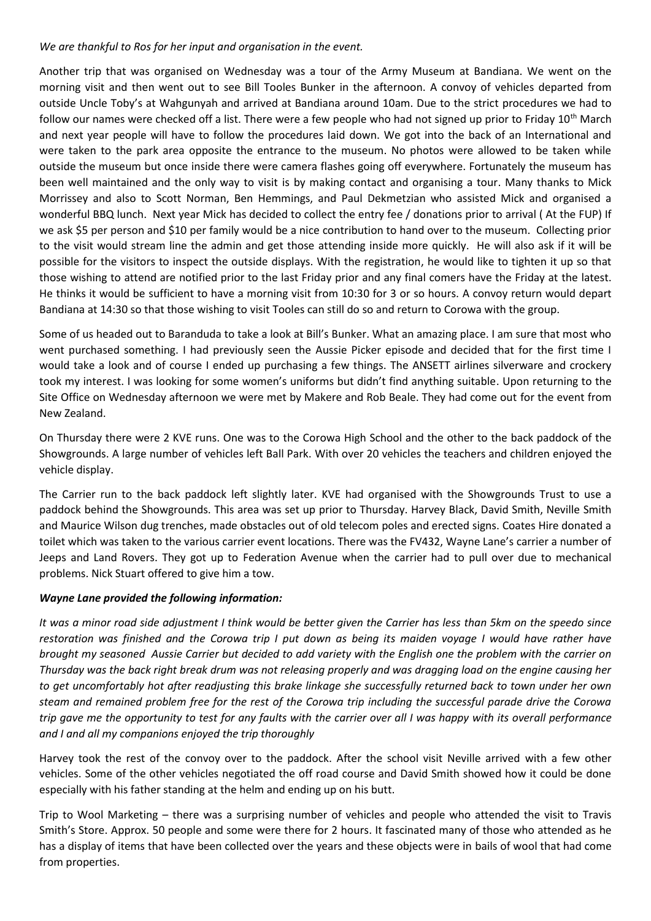*We are thankful to Ros for her input and organisation in the event.*

Another trip that was organised on Wednesday was a tour of the Army Museum at Bandiana. We went on the morning visit and then went out to see Bill Tooles Bunker in the afternoon. A convoy of vehicles departed from outside Uncle Toby's at Wahgunyah and arrived at Bandiana around 10am. Due to the strict procedures we had to follow our names were checked off a list. There were a few people who had not signed up prior to Friday 10th March and next year people will have to follow the procedures laid down. We got into the back of an International and were taken to the park area opposite the entrance to the museum. No photos were allowed to be taken while outside the museum but once inside there were camera flashes going off everywhere. Fortunately the museum has been well maintained and the only way to visit is by making contact and organising a tour. Many thanks to Mick Morrissey and also to Scott Norman, Ben Hemmings, and Paul Dekmetzian who assisted Mick and organised a wonderful BBQ lunch. Next year Mick has decided to collect the entry fee / donations prior to arrival ( At the FUP) If we ask $5 per person and $10 per family would be a nice contribution to hand over to the museum. Collecting prior to the visit would stream line the admin and get those attending inside more quickly. He will also ask if it will be possible for the visitors to inspect the outside displays. With the registration, he would like to tighten it up so that those wishing to attend are notified prior to the last Friday prior and any final comers have the Friday at the latest. He thinks it would be sufficient to have a morning visit from 10:30 for 3 or so hours. A convoy return would depart Bandiana at 14:30 so that those wishing to visit Tooles can still do so and return to Corowa with the group.

Some of us headed out to Baranduda to take a look at Bill's Bunker. What an amazing place. I am sure that most who went purchased something. I had previously seen the Aussie Picker episode and decided that for the first time I would take a look and of course I ended up purchasing a few things. The ANSETT airlines silverware and crockery took my interest. I was looking for some women's uniforms but didn't find anything suitable. Upon returning to the Site Office on Wednesday afternoon we were met by Makere and Rob Beale. They had come out for the event from New Zealand.

On Thursday there were 2 KVE runs. One was to the Corowa High School and the other to the back paddock of the Showgrounds. A large number of vehicles left Ball Park. With over 20 vehicles the teachers and children enjoyed the vehicle display.

The Carrier run to the back paddock left slightly later. KVE had organised with the Showgrounds Trust to use a paddock behind the Showgrounds. This area was set up prior to Thursday. Harvey Black, David Smith, Neville Smith and Maurice Wilson dug trenches, made obstacles out of old telecom poles and erected signs. Coates Hire donated a toilet which was taken to the various carrier event locations. There was the FV432, Wayne Lane's carrier a number of Jeeps and Land Rovers. They got up to Federation Avenue when the carrier had to pull over due to mechanical problems. Nick Stuart offered to give him a tow.

***Wayne Lane provided the following information:***

*It was a minor road side adjustment I think would be better given the Carrier has less than 5km on the speedo since restoration was finished and the Corowa trip I put down as being its maiden voyage I would have rather have brought my seasoned Aussie Carrier but decided to add variety with the English one the problem with the carrier on Thursday was the back right break drum was not releasing properly and was dragging load on the engine causing her to get uncomfortably hot after readjusting this brake linkage she successfully returned back to town under her own steam and remained problem free for the rest of the Corowa trip including the successful parade drive the Corowa trip gave me the opportunity to test for any faults with the carrier over all I was happy with its overall performance and I and all my companions enjoyed the trip thoroughly*

Harvey took the rest of the convoy over to the paddock. After the school visit Neville arrived with a few other vehicles. Some of the other vehicles negotiated the off road course and David Smith showed how it could be done especially with his father standing at the helm and ending up on his butt.

Trip to Wool Marketing – there was a surprising number of vehicles and people who attended the visit to Travis Smith's Store. Approx. 50 people and some were there for 2 hours. It fascinated many of those who attended as he has a display of items that have been collected over the years and these objects were in bails of wool that had come from properties.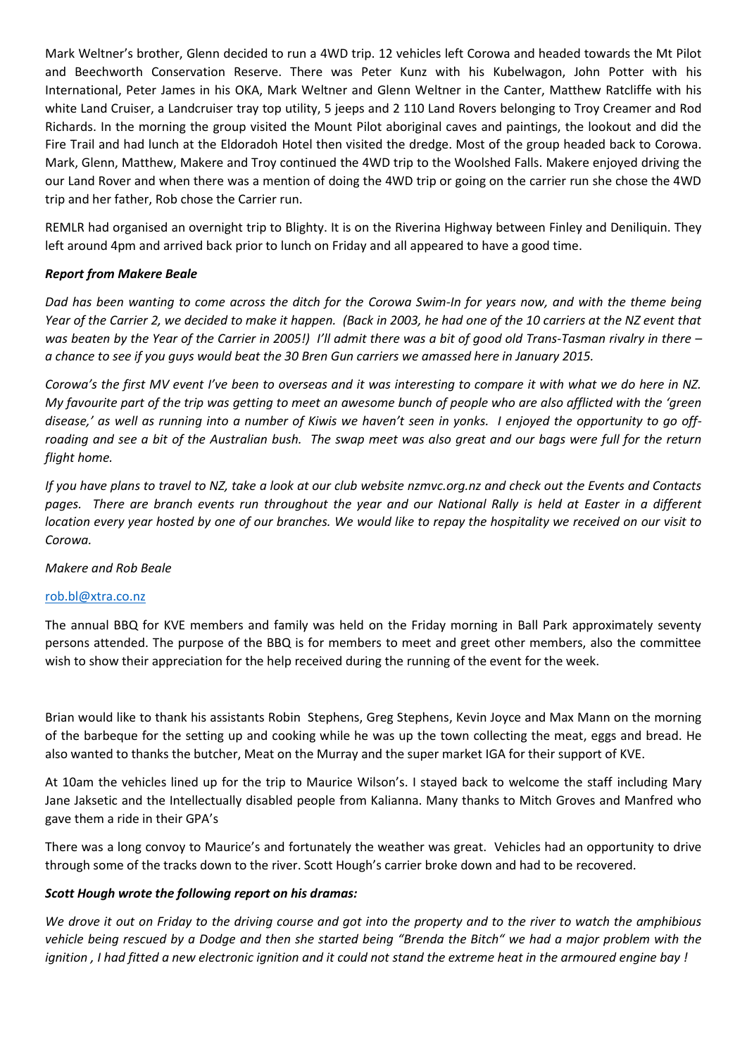Mark Weltner's brother, Glenn decided to run a 4WD trip. 12 vehicles left Corowa and headed towards the Mt Pilot and Beechworth Conservation Reserve. There was Peter Kunz with his Kubelwagon, John Potter with his International, Peter James in his OKA, Mark Weltner and Glenn Weltner in the Canter, Matthew Ratcliffe with his white Land Cruiser, a Landcruiser tray top utility, 5 jeeps and 2 110 Land Rovers belonging to Troy Creamer and Rod Richards. In the morning the group visited the Mount Pilot aboriginal caves and paintings, the lookout and did the Fire Trail and had lunch at the Eldoradoh Hotel then visited the dredge. Most of the group headed back to Corowa. Mark, Glenn, Matthew, Makere and Troy continued the 4WD trip to the Woolshed Falls. Makere enjoyed driving the our Land Rover and when there was a mention of doing the 4WD trip or going on the carrier run she chose the 4WD trip and her father, Rob chose the Carrier run.

REMLR had organised an overnight trip to Blighty. It is on the Riverina Highway between Finley and Deniliquin. They left around 4pm and arrived back prior to lunch on Friday and all appeared to have a good time.

***Report from Makere Beale***

*Dad has been wanting to come across the ditch for the Corowa Swim-In for years now, and with the theme being Year of the Carrier 2, we decided to make it happen. (Back in 2003, he had one of the 10 carriers at the NZ event that was beaten by the Year of the Carrier in 2005!) I'll admit there was a bit of good old Trans-Tasman rivalry in there – a chance to see if you guys would beat the 30 Bren Gun carriers we amassed here in January 2015.*

*Corowa's the first MV event I've been to overseas and it was interesting to compare it with what we do here in NZ. My favourite part of the trip was getting to meet an awesome bunch of people who are also afflicted with the 'green disease,' as well as running into a number of Kiwis we haven't seen in yonks. I enjoyed the opportunity to go off-roading and see a bit of the Australian bush. The swap meet was also great and our bags were full for the return flight home.*

*If you have plans to travel to NZ, take a look at our club website nzmvc.org.nz and check out the Events and Contacts pages. There are branch events run throughout the year and our National Rally is held at Easter in a different location every year hosted by one of our branches. We would like to repay the hospitality we received on our visit to Corowa.*

*Makere and Rob Beale*

rob.bl@xtra.co.nz

The annual BBQ for KVE members and family was held on the Friday morning in Ball Park approximately seventy persons attended. The purpose of the BBQ is for members to meet and greet other members, also the committee wish to show their appreciation for the help received during the running of the event for the week.

Brian would like to thank his assistants Robin Stephens, Greg Stephens, Kevin Joyce and Max Mann on the morning of the barbeque for the setting up and cooking while he was up the town collecting the meat, eggs and bread. He also wanted to thanks the butcher, Meat on the Murray and the super market IGA for their support of KVE.

At 10am the vehicles lined up for the trip to Maurice Wilson's. I stayed back to welcome the staff including Mary Jane Jaksetic and the Intellectually disabled people from Kalianna. Many thanks to Mitch Groves and Manfred who gave them a ride in their GPA's

There was a long convoy to Maurice's and fortunately the weather was great. Vehicles had an opportunity to drive through some of the tracks down to the river. Scott Hough's carrier broke down and had to be recovered.

***Scott Hough wrote the following report on his dramas:***

*We drove it out on Friday to the driving course and got into the property and to the river to watch the amphibious vehicle being rescued by a Dodge and then she started being "Brenda the Bitch" we had a major problem with the ignition , I had fitted a new electronic ignition and it could not stand the extreme heat in the armoured engine bay !*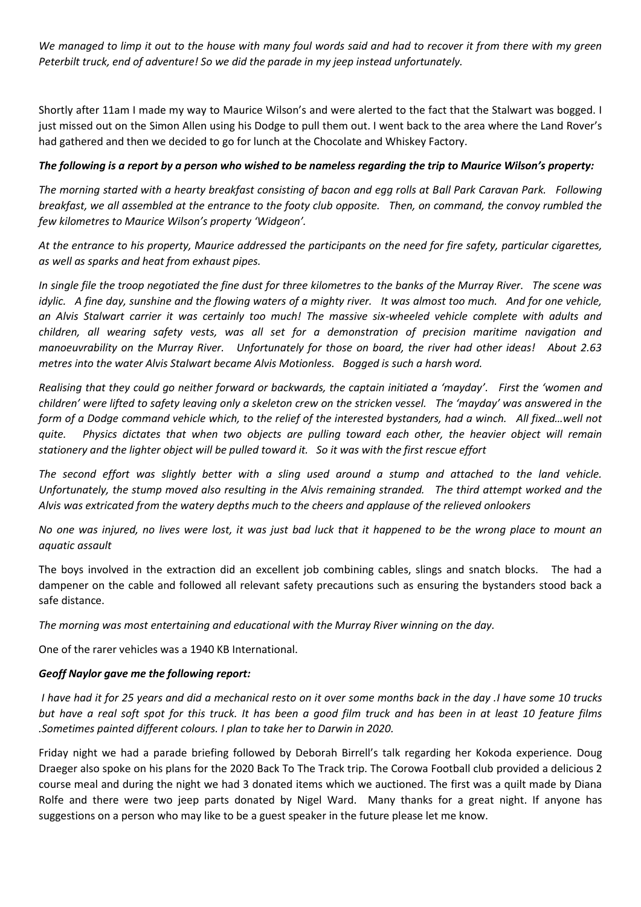*We managed to limp it out to the house with many foul words said and had to recover it from there with my green Peterbilt truck, end of adventure! So we did the parade in my jeep instead unfortunately.*

Shortly after 11am I made my way to Maurice Wilson's and were alerted to the fact that the Stalwart was bogged. I just missed out on the Simon Allen using his Dodge to pull them out. I went back to the area where the Land Rover's had gathered and then we decided to go for lunch at the Chocolate and Whiskey Factory.

***The following is a report by a person who wished to be nameless regarding the trip to Maurice Wilson's property:***

*The morning started with a hearty breakfast consisting of bacon and egg rolls at Ball Park Caravan Park. Following breakfast, we all assembled at the entrance to the footy club opposite. Then, on command, the convoy rumbled the few kilometres to Maurice Wilson's property 'Widgeon'.*

*At the entrance to his property, Maurice addressed the participants on the need for fire safety, particular cigarettes, as well as sparks and heat from exhaust pipes.*

*In single file the troop negotiated the fine dust for three kilometres to the banks of the Murray River. The scene was idylic. A fine day, sunshine and the flowing waters of a mighty river. It was almost too much. And for one vehicle, an Alvis Stalwart carrier it was certainly too much! The massive six-wheeled vehicle complete with adults and children, all wearing safety vests, was all set for a demonstration of precision maritime navigation and manoeuvrability on the Murray River. Unfortunately for those on board, the river had other ideas! About 2.63 metres into the water Alvis Stalwart became Alvis Motionless. Bogged is such a harsh word.*

*Realising that they could go neither forward or backwards, the captain initiated a 'mayday'. First the 'women and children' were lifted to safety leaving only a skeleton crew on the stricken vessel. The 'mayday' was answered in the form of a Dodge command vehicle which, to the relief of the interested bystanders, had a winch. All fixed…well not quite. Physics dictates that when two objects are pulling toward each other, the heavier object will remain stationery and the lighter object will be pulled toward it. So it was with the first rescue effort*

*The second effort was slightly better with a sling used around a stump and attached to the land vehicle. Unfortunately, the stump moved also resulting in the Alvis remaining stranded. The third attempt worked and the Alvis was extricated from the watery depths much to the cheers and applause of the relieved onlookers*

*No one was injured, no lives were lost, it was just bad luck that it happened to be the wrong place to mount an aquatic assault*

The boys involved in the extraction did an excellent job combining cables, slings and snatch blocks. The had a dampener on the cable and followed all relevant safety precautions such as ensuring the bystanders stood back a safe distance.

*The morning was most entertaining and educational with the Murray River winning on the day.*

One of the rarer vehicles was a 1940 KB International.

***Geoff Naylor gave me the following report:***

*I have had it for 25 years and did a mechanical resto on it over some months back in the day .I have some 10 trucks but have a real soft spot for this truck. It has been a good film truck and has been in at least 10 feature films .Sometimes painted different colours. I plan to take her to Darwin in 2020.*

Friday night we had a parade briefing followed by Deborah Birrell's talk regarding her Kokoda experience. Doug Draeger also spoke on his plans for the 2020 Back To The Track trip. The Corowa Football club provided a delicious 2 course meal and during the night we had 3 donated items which we auctioned. The first was a quilt made by Diana Rolfe and there were two jeep parts donated by Nigel Ward. Many thanks for a great night. If anyone has suggestions on a person who may like to be a guest speaker in the future please let me know.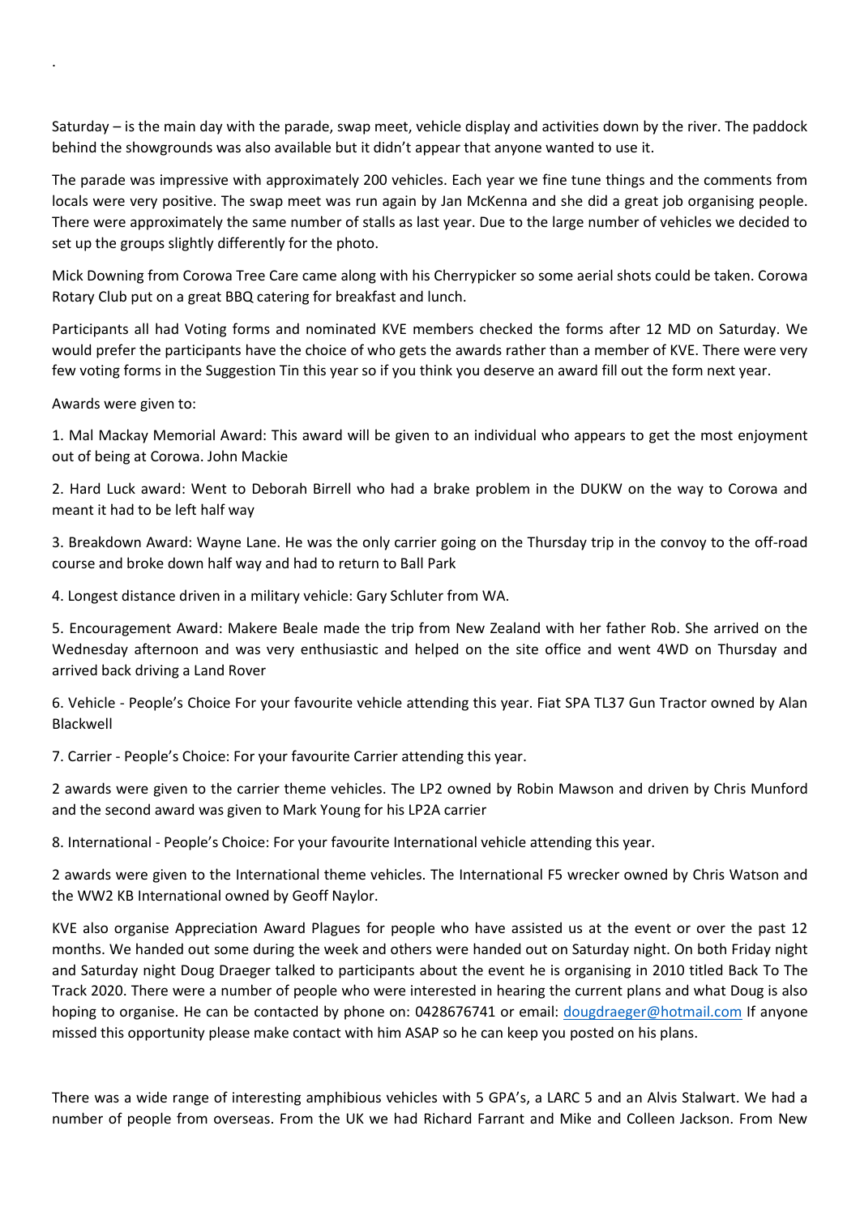.

Saturday – is the main day with the parade, swap meet, vehicle display and activities down by the river. The paddock behind the showgrounds was also available but it didn't appear that anyone wanted to use it.

The parade was impressive with approximately 200 vehicles. Each year we fine tune things and the comments from locals were very positive. The swap meet was run again by Jan McKenna and she did a great job organising people. There were approximately the same number of stalls as last year. Due to the large number of vehicles we decided to set up the groups slightly differently for the photo.

Mick Downing from Corowa Tree Care came along with his Cherrypicker so some aerial shots could be taken. Corowa Rotary Club put on a great BBQ catering for breakfast and lunch.

Participants all had Voting forms and nominated KVE members checked the forms after 12 MD on Saturday. We would prefer the participants have the choice of who gets the awards rather than a member of KVE. There were very few voting forms in the Suggestion Tin this year so if you think you deserve an award fill out the form next year.

Awards were given to:

1. Mal Mackay Memorial Award: This award will be given to an individual who appears to get the most enjoyment out of being at Corowa. John Mackie

2. Hard Luck award: Went to Deborah Birrell who had a brake problem in the DUKW on the way to Corowa and meant it had to be left half way

3. Breakdown Award: Wayne Lane. He was the only carrier going on the Thursday trip in the convoy to the off-road course and broke down half way and had to return to Ball Park

4. Longest distance driven in a military vehicle: Gary Schluter from WA.

5. Encouragement Award: Makere Beale made the trip from New Zealand with her father Rob. She arrived on the Wednesday afternoon and was very enthusiastic and helped on the site office and went 4WD on Thursday and arrived back driving a Land Rover

6. Vehicle - People's Choice For your favourite vehicle attending this year. Fiat SPA TL37 Gun Tractor owned by Alan Blackwell

7. Carrier - People's Choice: For your favourite Carrier attending this year.

2 awards were given to the carrier theme vehicles. The LP2 owned by Robin Mawson and driven by Chris Munford and the second award was given to Mark Young for his LP2A carrier

8. International - People's Choice: For your favourite International vehicle attending this year.

2 awards were given to the International theme vehicles. The International F5 wrecker owned by Chris Watson and the WW2 KB International owned by Geoff Naylor.

KVE also organise Appreciation Award Plagues for people who have assisted us at the event or over the past 12 months. We handed out some during the week and others were handed out on Saturday night. On both Friday night and Saturday night Doug Draeger talked to participants about the event he is organising in 2010 titled Back To The Track 2020. There were a number of people who were interested in hearing the current plans and what Doug is also hoping to organise. He can be contacted by phone on: 0428676741 or email: dougdraeger@hotmail.com If anyone missed this opportunity please make contact with him ASAP so he can keep you posted on his plans.

There was a wide range of interesting amphibious vehicles with 5 GPA's, a LARC 5 and an Alvis Stalwart. We had a number of people from overseas. From the UK we had Richard Farrant and Mike and Colleen Jackson. From New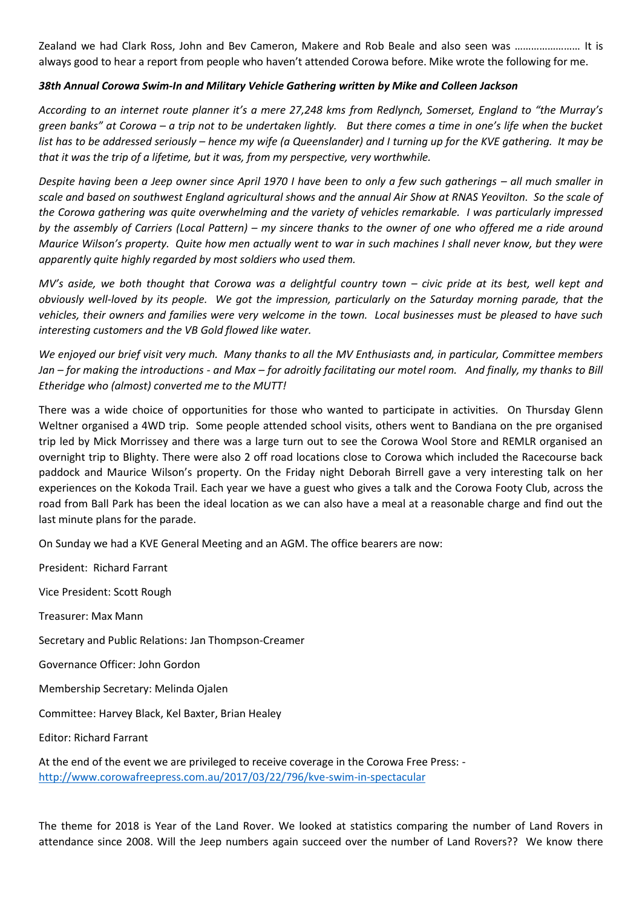Zealand we had Clark Ross, John and Bev Cameron, Makere and Rob Beale and also seen was …………………… It is always good to hear a report from people who haven't attended Corowa before. Mike wrote the following for me.

***38th Annual Corowa Swim-In and Military Vehicle Gathering written by Mike and Colleen Jackson***

*According to an internet route planner it's a mere 27,248 kms from Redlynch, Somerset, England to "the Murray's green banks" at Corowa – a trip not to be undertaken lightly. But there comes a time in one's life when the bucket list has to be addressed seriously – hence my wife (a Queenslander) and I turning up for the KVE gathering. It may be that it was the trip of a lifetime, but it was, from my perspective, very worthwhile.*

*Despite having been a Jeep owner since April 1970 I have been to only a few such gatherings – all much smaller in scale and based on southwest England agricultural shows and the annual Air Show at RNAS Yeovilton. So the scale of the Corowa gathering was quite overwhelming and the variety of vehicles remarkable. I was particularly impressed by the assembly of Carriers (Local Pattern) – my sincere thanks to the owner of one who offered me a ride around Maurice Wilson's property. Quite how men actually went to war in such machines I shall never know, but they were apparently quite highly regarded by most soldiers who used them.*

*MV's aside, we both thought that Corowa was a delightful country town – civic pride at its best, well kept and obviously well-loved by its people. We got the impression, particularly on the Saturday morning parade, that the vehicles, their owners and families were very welcome in the town. Local businesses must be pleased to have such interesting customers and the VB Gold flowed like water.*

*We enjoyed our brief visit very much. Many thanks to all the MV Enthusiasts and, in particular, Committee members Jan – for making the introductions - and Max – for adroitly facilitating our motel room. And finally, my thanks to Bill Etheridge who (almost) converted me to the MUTT!*

There was a wide choice of opportunities for those who wanted to participate in activities. On Thursday Glenn Weltner organised a 4WD trip. Some people attended school visits, others went to Bandiana on the pre organised trip led by Mick Morrissey and there was a large turn out to see the Corowa Wool Store and REMLR organised an overnight trip to Blighty. There were also 2 off road locations close to Corowa which included the Racecourse back paddock and Maurice Wilson's property. On the Friday night Deborah Birrell gave a very interesting talk on her experiences on the Kokoda Trail. Each year we have a guest who gives a talk and the Corowa Footy Club, across the road from Ball Park has been the ideal location as we can also have a meal at a reasonable charge and find out the last minute plans for the parade.

On Sunday we had a KVE General Meeting and an AGM. The office bearers are now:

President: Richard Farrant

Vice President: Scott Rough

Treasurer: Max Mann

Secretary and Public Relations: Jan Thompson-Creamer

Governance Officer: John Gordon

Membership Secretary: Melinda Ojalen

Committee: Harvey Black, Kel Baxter, Brian Healey

Editor: Richard Farrant

At the end of the event we are privileged to receive coverage in the Corowa Free Press: -
http://www.corowafreepress.com.au/2017/03/22/796/kve-swim-in-spectacular

The theme for 2018 is Year of the Land Rover. We looked at statistics comparing the number of Land Rovers in attendance since 2008. Will the Jeep numbers again succeed over the number of Land Rovers?? We know there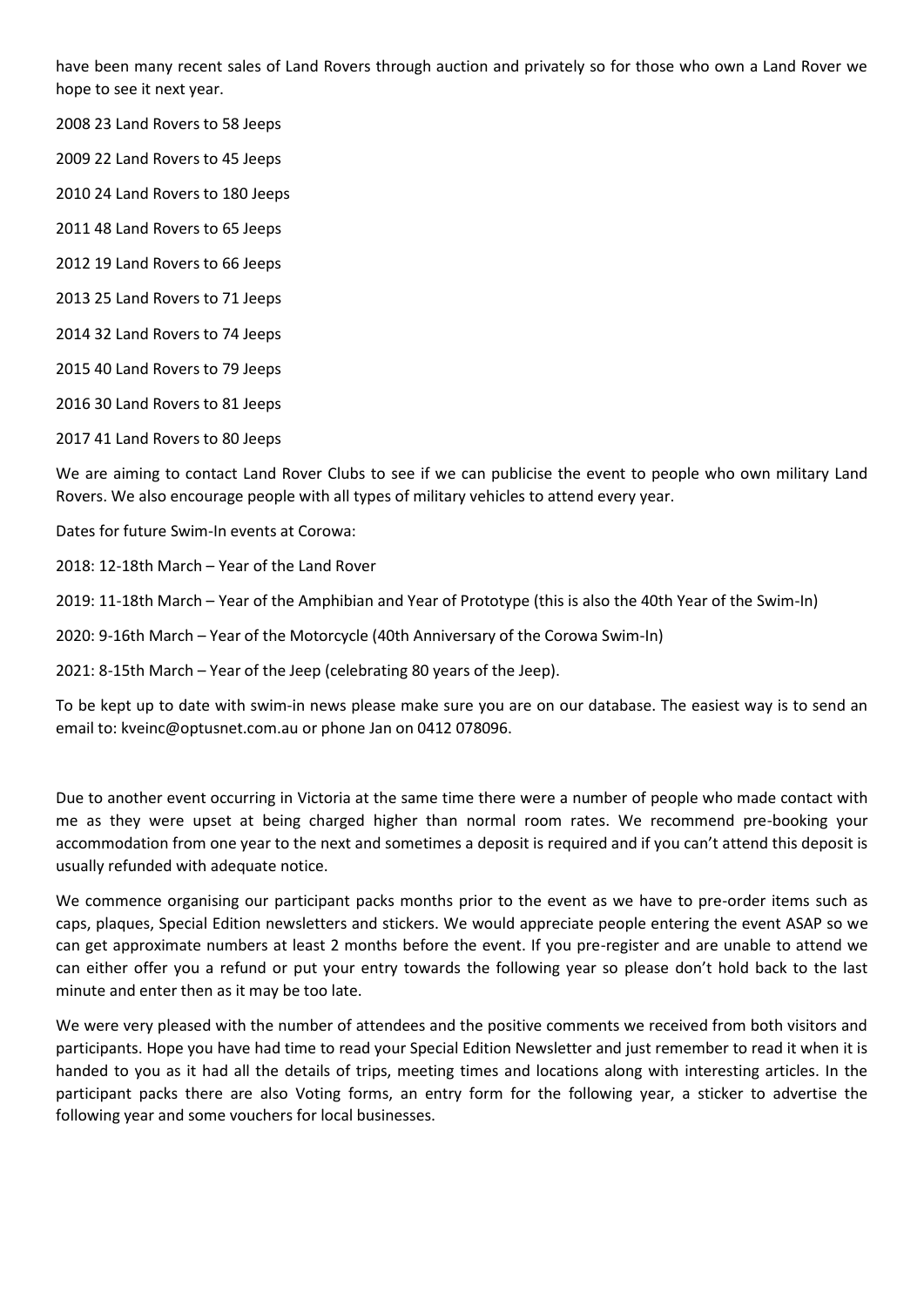have been many recent sales of Land Rovers through auction and privately so for those who own a Land Rover we hope to see it next year.

2008 23 Land Rovers to 58 Jeeps

2009 22 Land Rovers to 45 Jeeps

2010 24 Land Rovers to 180 Jeeps

2011 48 Land Rovers to 65 Jeeps

2012 19 Land Rovers to 66 Jeeps

2013 25 Land Rovers to 71 Jeeps

2014 32 Land Rovers to 74 Jeeps

2015 40 Land Rovers to 79 Jeeps

2016 30 Land Rovers to 81 Jeeps

2017 41 Land Rovers to 80 Jeeps

We are aiming to contact Land Rover Clubs to see if we can publicise the event to people who own military Land Rovers. We also encourage people with all types of military vehicles to attend every year.

Dates for future Swim-In events at Corowa:

2018: 12-18th March – Year of the Land Rover

2019: 11-18th March – Year of the Amphibian and Year of Prototype (this is also the 40th Year of the Swim-In)

2020: 9-16th March – Year of the Motorcycle (40th Anniversary of the Corowa Swim-In)

2021: 8-15th March – Year of the Jeep (celebrating 80 years of the Jeep).

To be kept up to date with swim-in news please make sure you are on our database. The easiest way is to send an email to: kveinc@optusnet.com.au or phone Jan on 0412 078096.

Due to another event occurring in Victoria at the same time there were a number of people who made contact with me as they were upset at being charged higher than normal room rates. We recommend pre-booking your accommodation from one year to the next and sometimes a deposit is required and if you can't attend this deposit is usually refunded with adequate notice.

We commence organising our participant packs months prior to the event as we have to pre-order items such as caps, plaques, Special Edition newsletters and stickers. We would appreciate people entering the event ASAP so we can get approximate numbers at least 2 months before the event. If you pre-register and are unable to attend we can either offer you a refund or put your entry towards the following year so please don't hold back to the last minute and enter then as it may be too late.

We were very pleased with the number of attendees and the positive comments we received from both visitors and participants. Hope you have had time to read your Special Edition Newsletter and just remember to read it when it is handed to you as it had all the details of trips, meeting times and locations along with interesting articles. In the participant packs there are also Voting forms, an entry form for the following year, a sticker to advertise the following year and some vouchers for local businesses.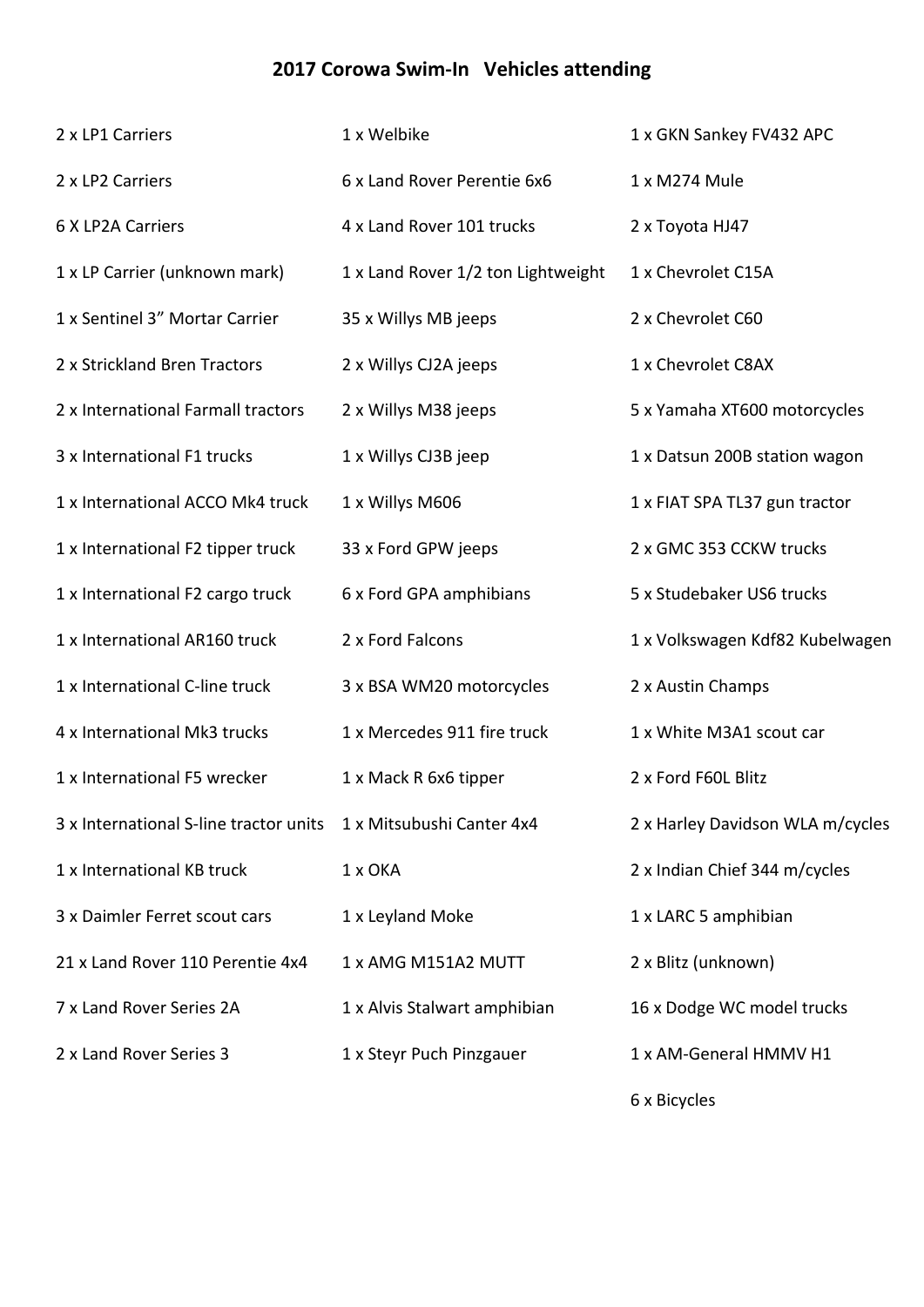# 2017 Corowa Swim-In Vehicles attending

2 x LP1 Carriers

2 x LP2 Carriers

6 X LP2A Carriers

1 x LP Carrier (unknown mark)

1 x Sentinel 3" Mortar Carrier

2 x Strickland Bren Tractors

2 x International Farmall tractors

3 x International F1 trucks

1 x International ACCO Mk4 truck

1 x International F2 tipper truck

1 x International F2 cargo truck

1 x International AR160 truck

1 x International C-line truck

4 x International Mk3 trucks

1 x International F5 wrecker

3 x International S-line tractor units

1 x International KB truck

3 x Daimler Ferret scout cars

21 x Land Rover 110 Perentie 4x4

7 x Land Rover Series 2A

2 x Land Rover Series 3

1 x Welbike

6 x Land Rover Perentie 6x6

4 x Land Rover 101 trucks

1 x Land Rover 1/2 ton Lightweight

35 x Willys MB jeeps

2 x Willys CJ2A jeeps

2 x Willys M38 jeeps

1 x Willys CJ3B jeep

1 x Willys M606

33 x Ford GPW jeeps

6 x Ford GPA amphibians

2 x Ford Falcons

3 x BSA WM20 motorcycles

1 x Mercedes 911 fire truck

1 x Mack R 6x6 tipper

1 x Mitsubishi Canter 4x4

1 x OKA

1 x Leyland Moke

1 x AMG M151A2 MUTT

1 x Alvis Stalwart amphibian

1 x Steyr Puch Pinzgauer

1 x GKN Sankey FV432 APC

1 x M274 Mule

2 x Toyota HJ47

1 x Chevrolet C15A

2 x Chevrolet C60

1 x Chevrolet C8AX

5 x Yamaha XT600 motorcycles

1 x Datsun 200B station wagon

1 x FIAT SPA TL37 gun tractor

2 x GMC 353 CCKW trucks

5 x Studebaker US6 trucks

1 x Volkswagen Kdf82 Kubelwagen

2 x Austin Champs

1 x White M3A1 scout car

2 x Ford F60L Blitz

2 x Harley Davidson WLA m/cycles

2 x Indian Chief 344 m/cycles

1 x LARC 5 amphibian

2 x Blitz (unknown)

16 x Dodge WC model trucks

1 x AM-General HMMV H1

6 x Bicycles